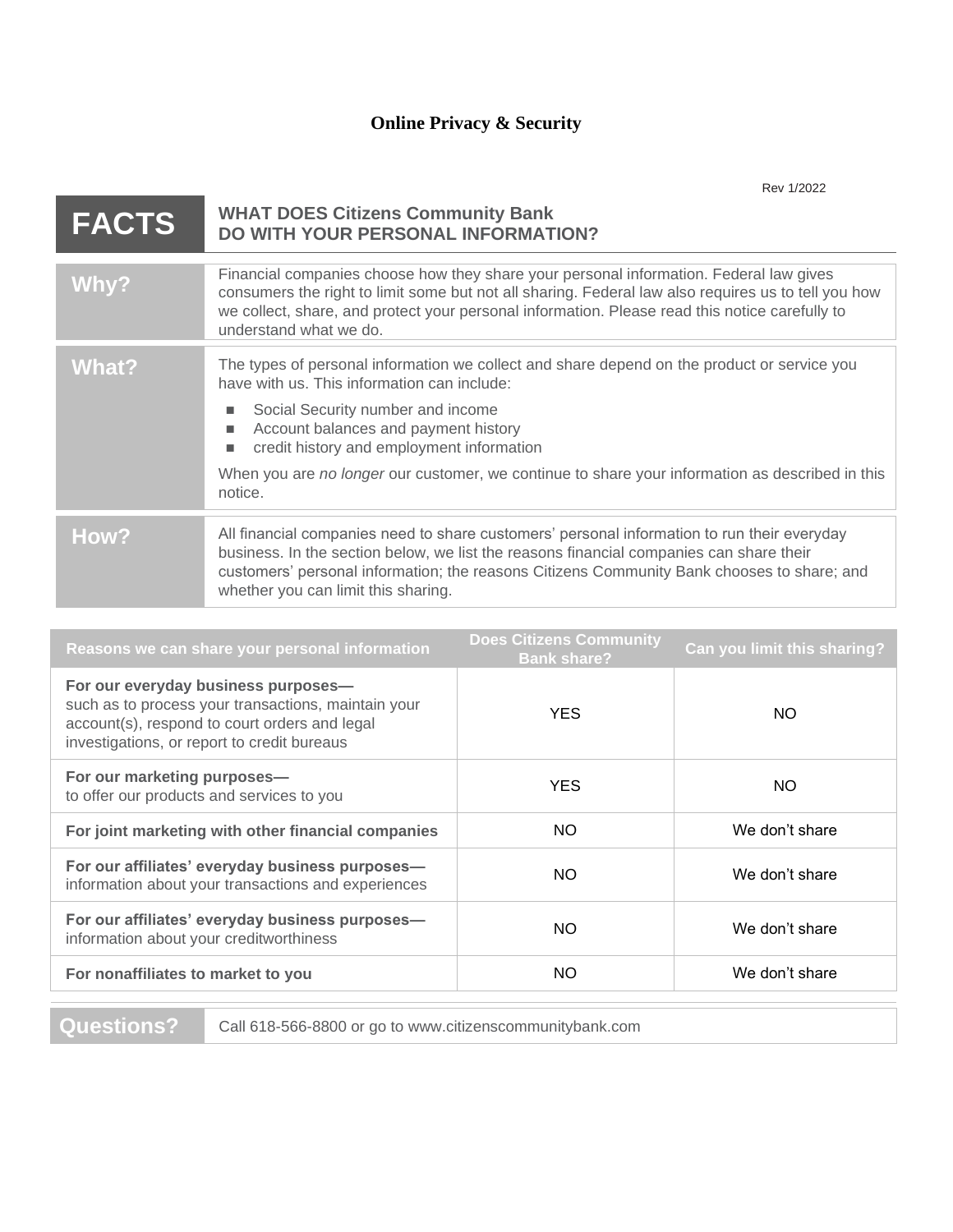# Online Privacy & Security

Rev 1/2022

## FACTS — WHAT DOES Citizens Community Bank DO WITH YOUR PERSONAL INFORMATION?

**Why?**

Financial companies choose how they share your personal information. Federal law gives consumers the right to limit some but not all sharing. Federal law also requires us to tell you how we collect, share, and protect your personal information. Please read this notice carefully to understand what we do.

**What?**

The types of personal information we collect and share depend on the product or service you have with us. This information can include:

- Social Security number and income
- Account balances and payment history
- credit history and employment information

When you are *no longer* our customer, we continue to share your information as described in this notice.

**How?**

All financial companies need to share customers' personal information to run their everyday business. In the section below, we list the reasons financial companies can share their customers' personal information; the reasons Citizens Community Bank chooses to share; and whether you can limit this sharing.

| Reasons we can share your personal information | Does Citizens Community Bank share? | Can you limit this sharing? |
| --- | --- | --- |
| **For our everyday business purposes—** such as to process your transactions, maintain your account(s), respond to court orders and legal investigations, or report to credit bureaus | YES | NO |
| **For our marketing purposes—** to offer our products and services to you | YES | NO |
| **For joint marketing with other financial companies** | NO | We don't share |
| **For our affiliates' everyday business purposes—** information about your transactions and experiences | NO | We don't share |
| **For our affiliates' everyday business purposes—** information about your creditworthiness | NO | We don't share |
| **For nonaffiliates to market to you** | NO | We don't share |

**Questions?** Call 618-566-8800 or go to www.citizenscommunitybank.com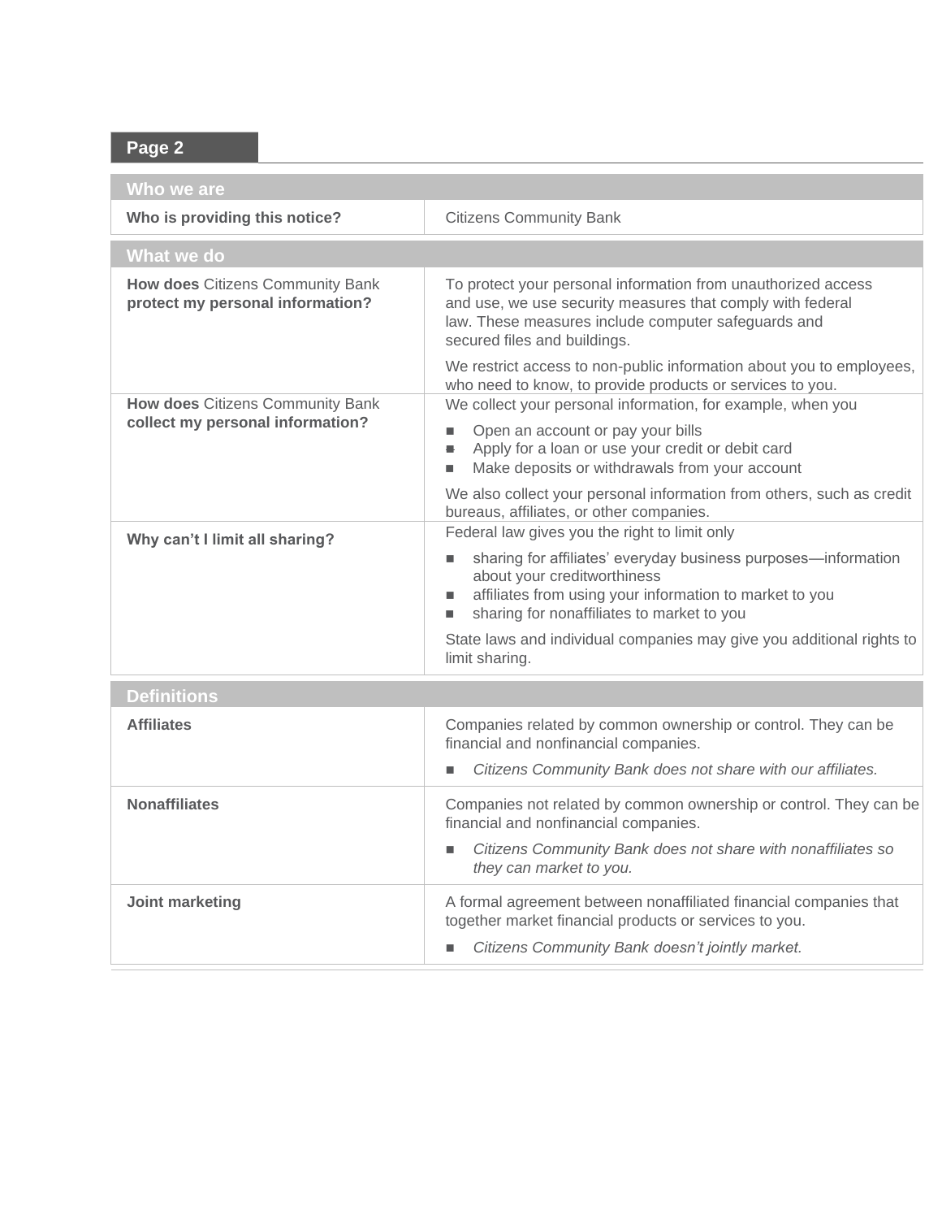## Page 2

| Who we are | |
|---|---|
| **Who is providing this notice?** | Citizens Community Bank |

| What we do | |
|---|---|
| **How does** Citizens Community Bank **protect my personal information?** | To protect your personal information from unauthorized access and use, we use security measures that comply with federal law. These measures include computer safeguards and secured files and buildings.<br><br>We restrict access to non-public information about you to employees, who need to know, to provide products or services to you. |
| **How does** Citizens Community Bank **collect my personal information?** | We collect your personal information, for example, when you<br>■ Open an account or pay your bills<br>■ Apply for a loan or use your credit or debit card<br>■ Make deposits or withdrawals from your account<br><br>We also collect your personal information from others, such as credit bureaus, affiliates, or other companies. |
| **Why can't I limit all sharing?** | Federal law gives you the right to limit only<br>■ sharing for affiliates' everyday business purposes—information about your creditworthiness<br>■ affiliates from using your information to market to you<br>■ sharing for nonaffiliates to market to you<br><br>State laws and individual companies may give you additional rights to limit sharing. |

| Definitions | |
|---|---|
| **Affiliates** | Companies related by common ownership or control. They can be financial and nonfinancial companies.<br>■ *Citizens Community Bank does not share with our affiliates.* |
| **Nonaffiliates** | Companies not related by common ownership or control. They can be financial and nonfinancial companies.<br>■ *Citizens Community Bank does not share with nonaffiliates so they can market to you.* |
| **Joint marketing** | A formal agreement between nonaffiliated financial companies that together market financial products or services to you.<br>■ *Citizens Community Bank doesn't jointly market.* |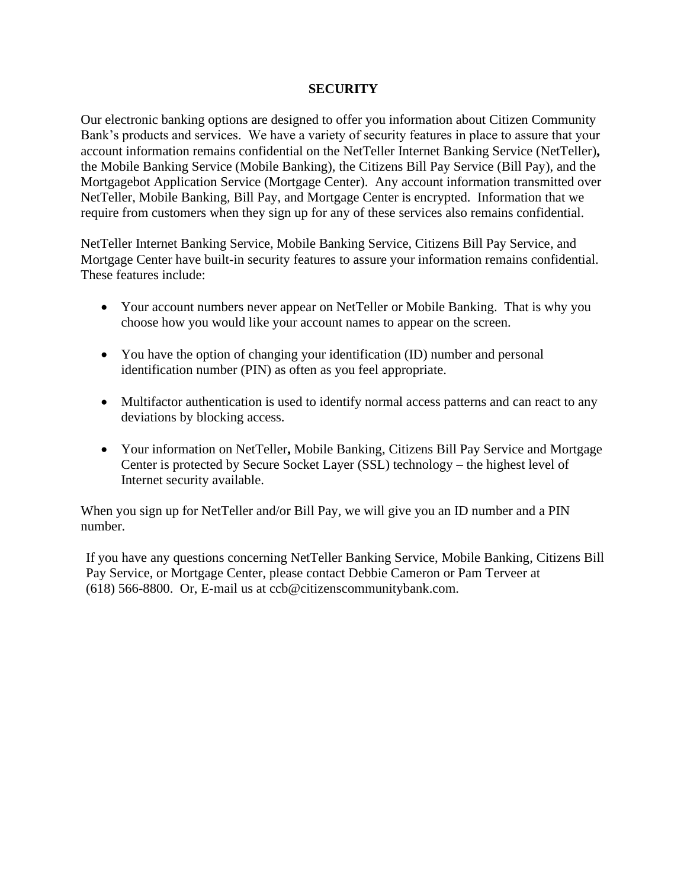# SECURITY

Our electronic banking options are designed to offer you information about Citizen Community Bank's products and services. We have a variety of security features in place to assure that your account information remains confidential on the NetTeller Internet Banking Service (NetTeller)**,** the Mobile Banking Service (Mobile Banking), the Citizens Bill Pay Service (Bill Pay), and the Mortgagebot Application Service (Mortgage Center). Any account information transmitted over NetTeller, Mobile Banking, Bill Pay, and Mortgage Center is encrypted. Information that we require from customers when they sign up for any of these services also remains confidential.

NetTeller Internet Banking Service, Mobile Banking Service, Citizens Bill Pay Service, and Mortgage Center have built-in security features to assure your information remains confidential. These features include:

- Your account numbers never appear on NetTeller or Mobile Banking. That is why you choose how you would like your account names to appear on the screen.

- You have the option of changing your identification (ID) number and personal identification number (PIN) as often as you feel appropriate.

- Multifactor authentication is used to identify normal access patterns and can react to any deviations by blocking access.

- Your information on NetTeller**,** Mobile Banking, Citizens Bill Pay Service and Mortgage Center is protected by Secure Socket Layer (SSL) technology – the highest level of Internet security available.

When you sign up for NetTeller and/or Bill Pay, we will give you an ID number and a PIN number.

If you have any questions concerning NetTeller Banking Service, Mobile Banking, Citizens Bill Pay Service, or Mortgage Center, please contact Debbie Cameron or Pam Terveer at (618) 566-8800. Or, E-mail us at ccb@citizenscommunitybank.com.